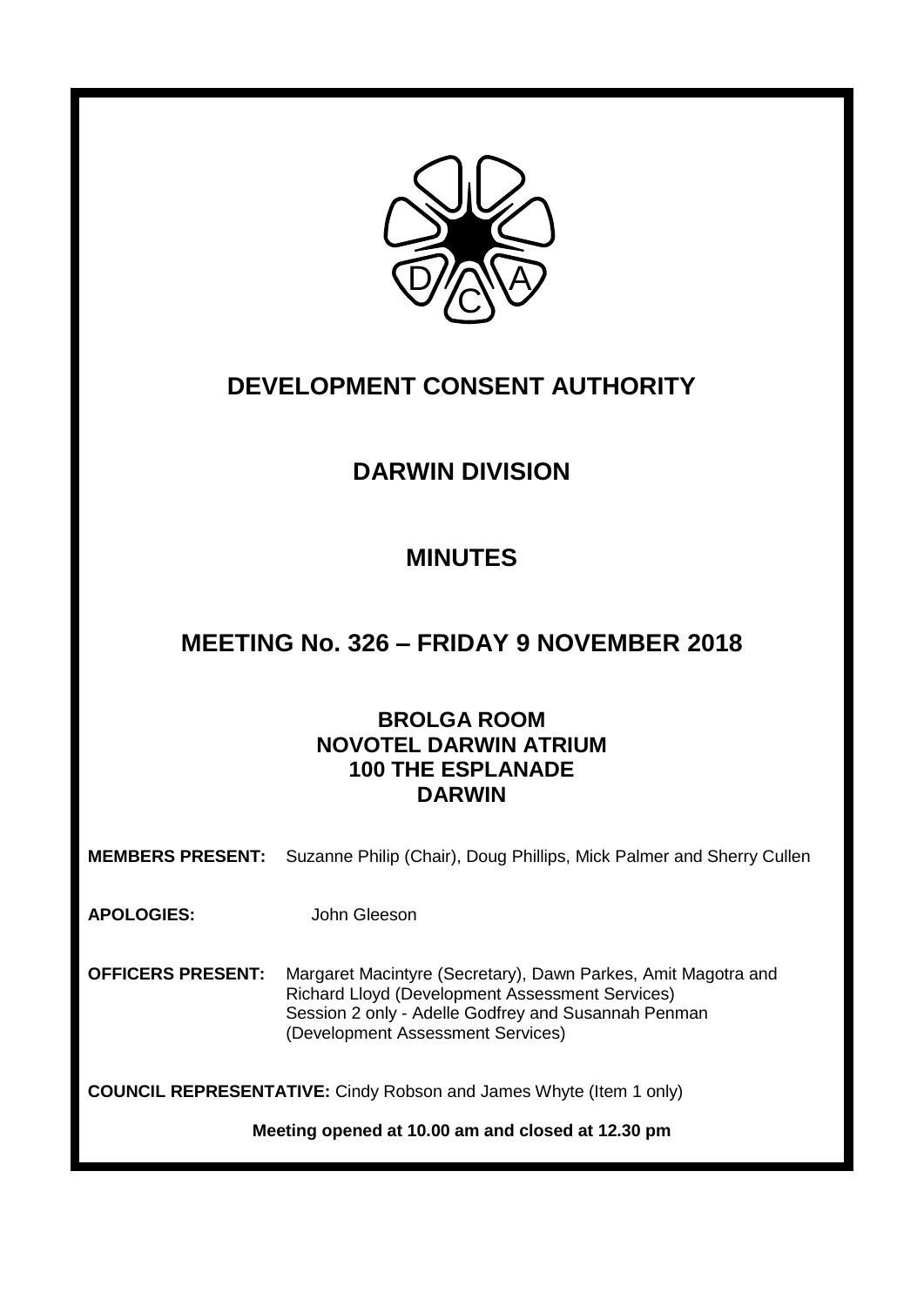# DEVELOPMENT CONSENT AUTHORITY

## DARWIN DIVISION

## MINUTES

## MEETING No. 326 – FRIDAY 9 NOVEMBER 2018

**BROLGA ROOM**
**NOVOTEL DARWIN ATRIUM**
**100 THE ESPLANADE**
**DARWIN**

**MEMBERS PRESENT:** Suzanne Philip (Chair), Doug Phillips, Mick Palmer and Sherry Cullen

**APOLOGIES:** John Gleeson

**OFFICERS PRESENT:** Margaret Macintyre (Secretary), Dawn Parkes, Amit Magotra and Richard Lloyd (Development Assessment Services)
Session 2 only - Adelle Godfrey and Susannah Penman (Development Assessment Services)

**COUNCIL REPRESENTATIVE:** Cindy Robson and James Whyte (Item 1 only)

**Meeting opened at 10.00 am and closed at 12.30 pm**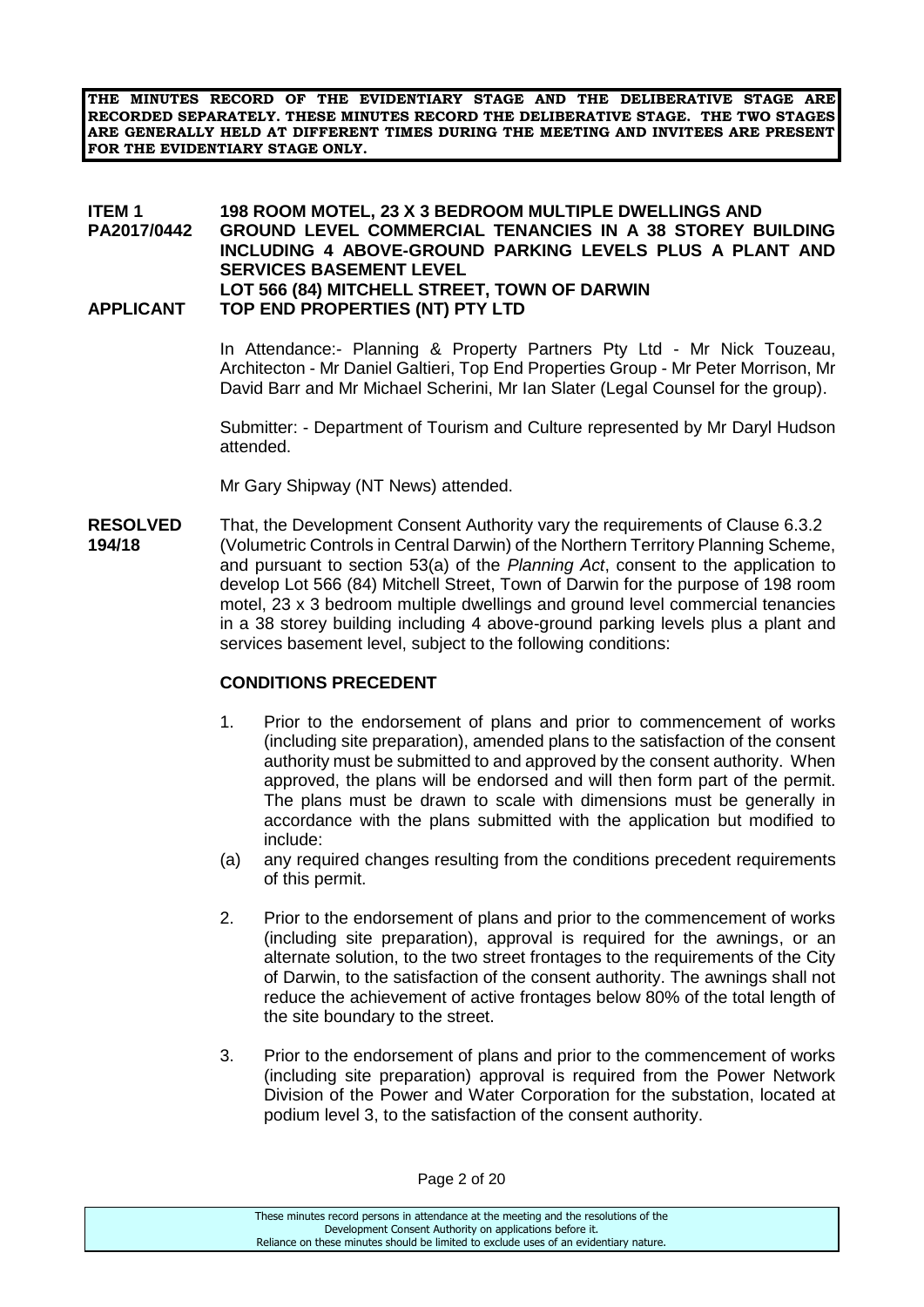**THE MINUTES RECORD OF THE EVIDENTIARY STAGE AND THE DELIBERATIVE STAGE ARE RECORDED SEPARATELY. THESE MINUTES RECORD THE DELIBERATIVE STAGE. THE TWO STAGES ARE GENERALLY HELD AT DIFFERENT TIMES DURING THE MEETING AND INVITEES ARE PRESENT FOR THE EVIDENTIARY STAGE ONLY.**

**ITEM 1 PA2017/0442** **198 ROOM MOTEL, 23 X 3 BEDROOM MULTIPLE DWELLINGS AND GROUND LEVEL COMMERCIAL TENANCIES IN A 38 STOREY BUILDING INCLUDING 4 ABOVE-GROUND PARKING LEVELS PLUS A PLANT AND SERVICES BASEMENT LEVEL**
**LOT 566 (84) MITCHELL STREET, TOWN OF DARWIN**

**APPLICANT** **TOP END PROPERTIES (NT) PTY LTD**

In Attendance:- Planning & Property Partners Pty Ltd - Mr Nick Touzeau, Architecton - Mr Daniel Galtieri, Top End Properties Group - Mr Peter Morrison, Mr David Barr and Mr Michael Scherini, Mr Ian Slater (Legal Counsel for the group).

Submitter: - Department of Tourism and Culture represented by Mr Daryl Hudson attended.

Mr Gary Shipway (NT News) attended.

**RESOLVED 194/18** That, the Development Consent Authority vary the requirements of Clause 6.3.2 (Volumetric Controls in Central Darwin) of the Northern Territory Planning Scheme, and pursuant to section 53(a) of the *Planning Act*, consent to the application to develop Lot 566 (84) Mitchell Street, Town of Darwin for the purpose of 198 room motel, 23 x 3 bedroom multiple dwellings and ground level commercial tenancies in a 38 storey building including 4 above-ground parking levels plus a plant and services basement level, subject to the following conditions:

**CONDITIONS PRECEDENT**

1. Prior to the endorsement of plans and prior to commencement of works (including site preparation), amended plans to the satisfaction of the consent authority must be submitted to and approved by the consent authority. When approved, the plans will be endorsed and will then form part of the permit. The plans must be drawn to scale with dimensions must be generally in accordance with the plans submitted with the application but modified to include:

   (a) any required changes resulting from the conditions precedent requirements of this permit.

2. Prior to the endorsement of plans and prior to the commencement of works (including site preparation), approval is required for the awnings, or an alternate solution, to the two street frontages to the requirements of the City of Darwin, to the satisfaction of the consent authority. The awnings shall not reduce the achievement of active frontages below 80% of the total length of the site boundary to the street.

3. Prior to the endorsement of plans and prior to the commencement of works (including site preparation) approval is required from the Power Network Division of the Power and Water Corporation for the substation, located at podium level 3, to the satisfaction of the consent authority.

These minutes record persons in attendance at the meeting and the resolutions of the Development Consent Authority on applications before it.
Reliance on these minutes should be limited to exclude uses of an evidentiary nature.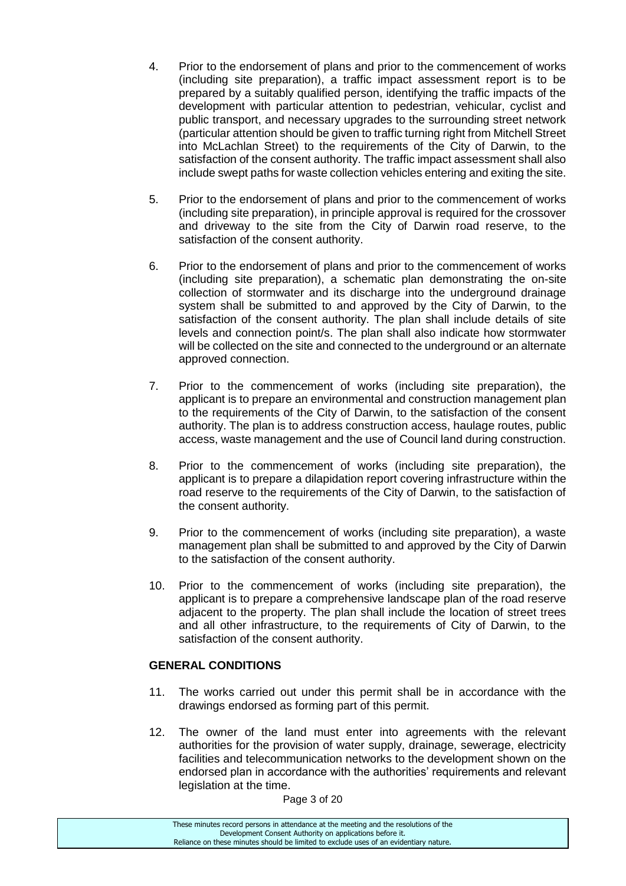4. Prior to the endorsement of plans and prior to the commencement of works (including site preparation), a traffic impact assessment report is to be prepared by a suitably qualified person, identifying the traffic impacts of the development with particular attention to pedestrian, vehicular, cyclist and public transport, and necessary upgrades to the surrounding street network (particular attention should be given to traffic turning right from Mitchell Street into McLachlan Street) to the requirements of the City of Darwin, to the satisfaction of the consent authority. The traffic impact assessment shall also include swept paths for waste collection vehicles entering and exiting the site.

5. Prior to the endorsement of plans and prior to the commencement of works (including site preparation), in principle approval is required for the crossover and driveway to the site from the City of Darwin road reserve, to the satisfaction of the consent authority.

6. Prior to the endorsement of plans and prior to the commencement of works (including site preparation), a schematic plan demonstrating the on-site collection of stormwater and its discharge into the underground drainage system shall be submitted to and approved by the City of Darwin, to the satisfaction of the consent authority. The plan shall include details of site levels and connection point/s. The plan shall also indicate how stormwater will be collected on the site and connected to the underground or an alternate approved connection.

7. Prior to the commencement of works (including site preparation), the applicant is to prepare an environmental and construction management plan to the requirements of the City of Darwin, to the satisfaction of the consent authority. The plan is to address construction access, haulage routes, public access, waste management and the use of Council land during construction.

8. Prior to the commencement of works (including site preparation), the applicant is to prepare a dilapidation report covering infrastructure within the road reserve to the requirements of the City of Darwin, to the satisfaction of the consent authority.

9. Prior to the commencement of works (including site preparation), a waste management plan shall be submitted to and approved by the City of Darwin to the satisfaction of the consent authority.

10. Prior to the commencement of works (including site preparation), the applicant is to prepare a comprehensive landscape plan of the road reserve adjacent to the property. The plan shall include the location of street trees and all other infrastructure, to the requirements of City of Darwin, to the satisfaction of the consent authority.

**GENERAL CONDITIONS**

11. The works carried out under this permit shall be in accordance with the drawings endorsed as forming part of this permit.

12. The owner of the land must enter into agreements with the relevant authorities for the provision of water supply, drainage, sewerage, electricity facilities and telecommunication networks to the development shown on the endorsed plan in accordance with the authorities' requirements and relevant legislation at the time.

These minutes record persons in attendance at the meeting and the resolutions of the Development Consent Authority on applications before it. Reliance on these minutes should be limited to exclude uses of an evidentiary nature.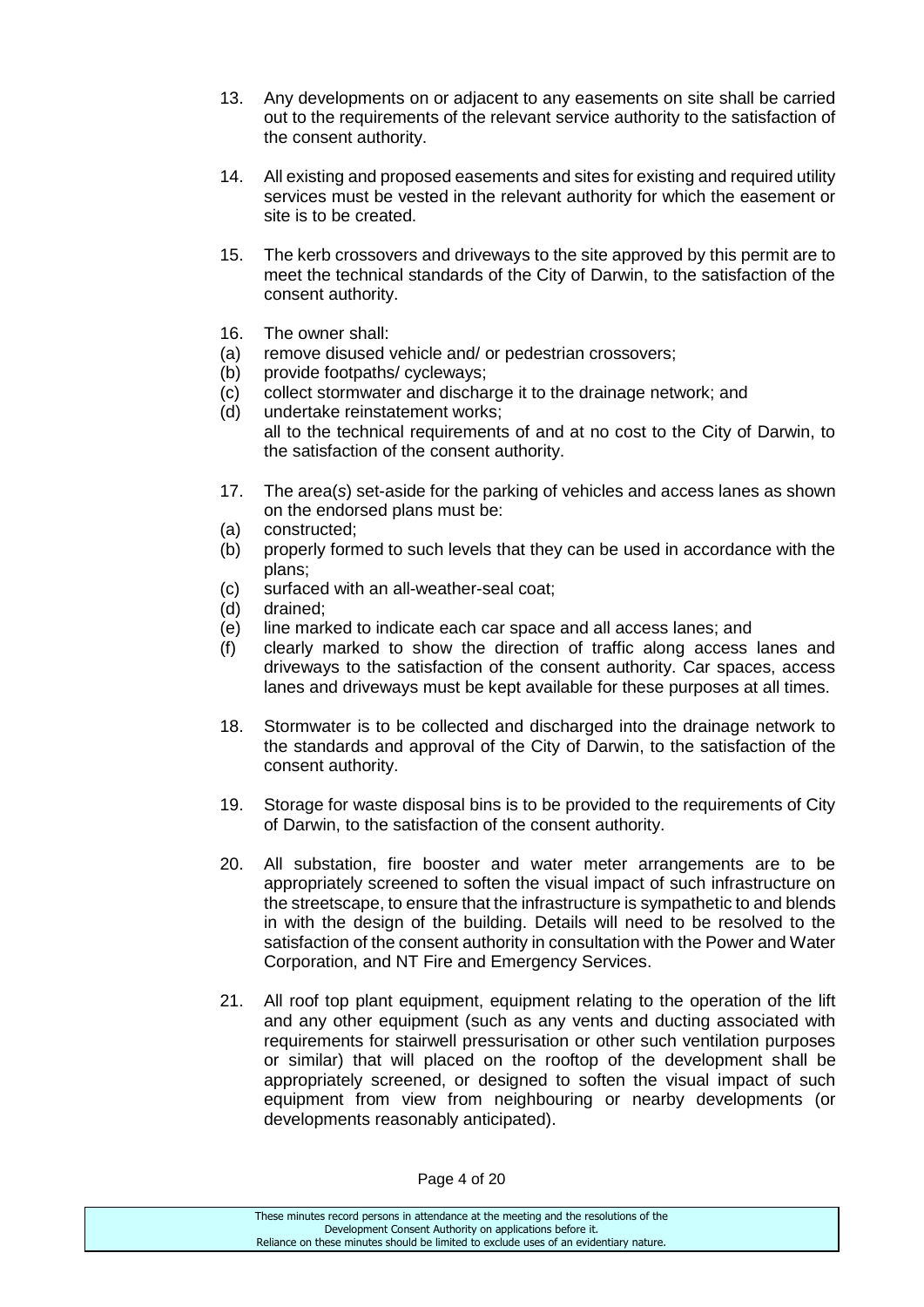13. Any developments on or adjacent to any easements on site shall be carried out to the requirements of the relevant service authority to the satisfaction of the consent authority.

14. All existing and proposed easements and sites for existing and required utility services must be vested in the relevant authority for which the easement or site is to be created.

15. The kerb crossovers and driveways to the site approved by this permit are to meet the technical standards of the City of Darwin, to the satisfaction of the consent authority.

16. The owner shall:
(a) remove disused vehicle and/ or pedestrian crossovers;
(b) provide footpaths/ cycleways;
(c) collect stormwater and discharge it to the drainage network; and
(d) undertake reinstatement works;
all to the technical requirements of and at no cost to the City of Darwin, to the satisfaction of the consent authority.

17. The area(*s*) set-aside for the parking of vehicles and access lanes as shown on the endorsed plans must be:
(a) constructed;
(b) properly formed to such levels that they can be used in accordance with the plans;
(c) surfaced with an all-weather-seal coat;
(d) drained;
(e) line marked to indicate each car space and all access lanes; and
(f) clearly marked to show the direction of traffic along access lanes and driveways to the satisfaction of the consent authority. Car spaces, access lanes and driveways must be kept available for these purposes at all times.

18. Stormwater is to be collected and discharged into the drainage network to the standards and approval of the City of Darwin, to the satisfaction of the consent authority.

19. Storage for waste disposal bins is to be provided to the requirements of City of Darwin, to the satisfaction of the consent authority.

20. All substation, fire booster and water meter arrangements are to be appropriately screened to soften the visual impact of such infrastructure on the streetscape, to ensure that the infrastructure is sympathetic to and blends in with the design of the building. Details will need to be resolved to the satisfaction of the consent authority in consultation with the Power and Water Corporation, and NT Fire and Emergency Services.

21. All roof top plant equipment, equipment relating to the operation of the lift and any other equipment (such as any vents and ducting associated with requirements for stairwell pressurisation or other such ventilation purposes or similar) that will placed on the rooftop of the development shall be appropriately screened, or designed to soften the visual impact of such equipment from view from neighbouring or nearby developments (or developments reasonably anticipated).

These minutes record persons in attendance at the meeting and the resolutions of the Development Consent Authority on applications before it.
Reliance on these minutes should be limited to exclude uses of an evidentiary nature.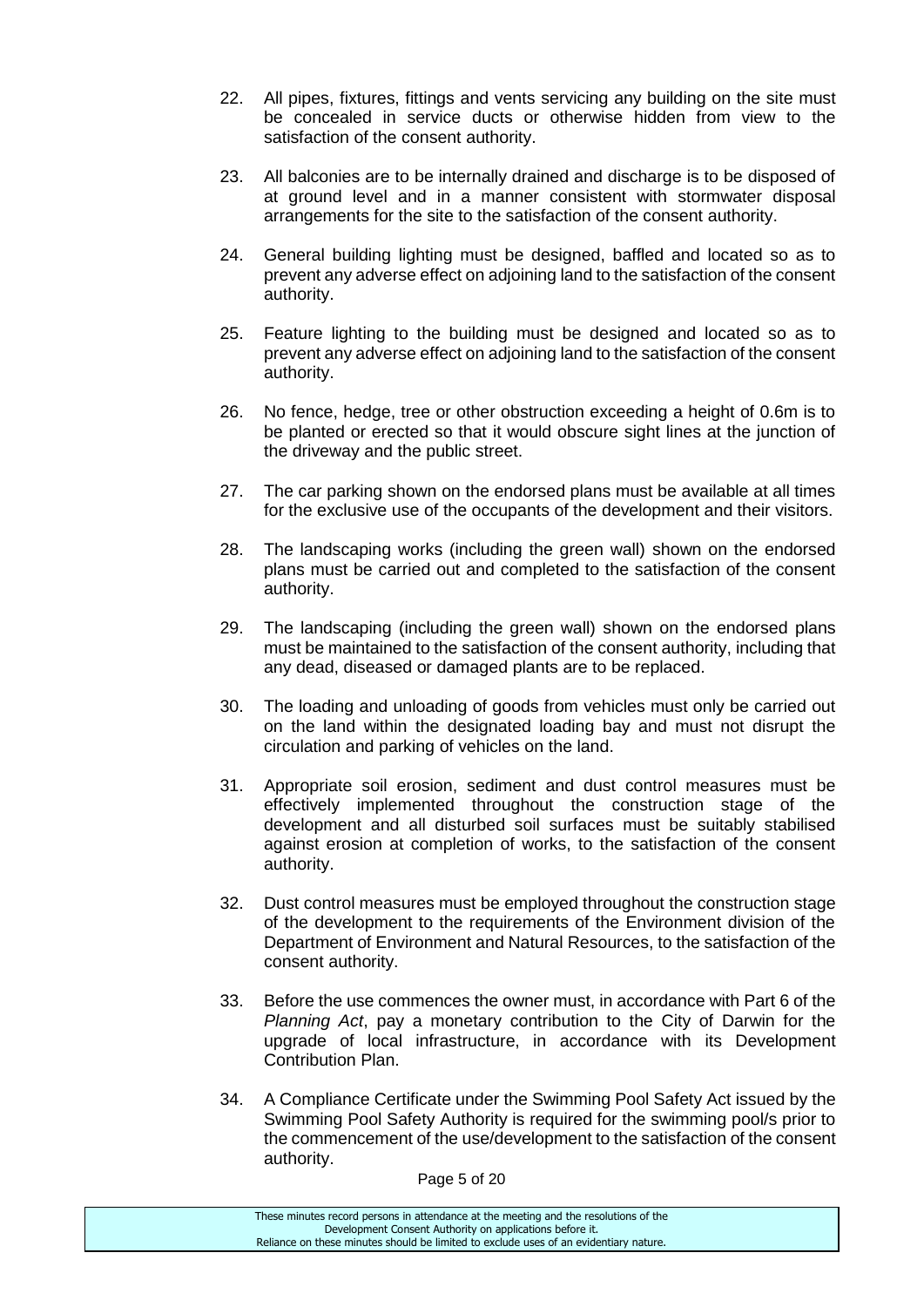22. All pipes, fixtures, fittings and vents servicing any building on the site must be concealed in service ducts or otherwise hidden from view to the satisfaction of the consent authority.

23. All balconies are to be internally drained and discharge is to be disposed of at ground level and in a manner consistent with stormwater disposal arrangements for the site to the satisfaction of the consent authority.

24. General building lighting must be designed, baffled and located so as to prevent any adverse effect on adjoining land to the satisfaction of the consent authority.

25. Feature lighting to the building must be designed and located so as to prevent any adverse effect on adjoining land to the satisfaction of the consent authority.

26. No fence, hedge, tree or other obstruction exceeding a height of 0.6m is to be planted or erected so that it would obscure sight lines at the junction of the driveway and the public street.

27. The car parking shown on the endorsed plans must be available at all times for the exclusive use of the occupants of the development and their visitors.

28. The landscaping works (including the green wall) shown on the endorsed plans must be carried out and completed to the satisfaction of the consent authority.

29. The landscaping (including the green wall) shown on the endorsed plans must be maintained to the satisfaction of the consent authority, including that any dead, diseased or damaged plants are to be replaced.

30. The loading and unloading of goods from vehicles must only be carried out on the land within the designated loading bay and must not disrupt the circulation and parking of vehicles on the land.

31. Appropriate soil erosion, sediment and dust control measures must be effectively implemented throughout the construction stage of the development and all disturbed soil surfaces must be suitably stabilised against erosion at completion of works, to the satisfaction of the consent authority.

32. Dust control measures must be employed throughout the construction stage of the development to the requirements of the Environment division of the Department of Environment and Natural Resources, to the satisfaction of the consent authority.

33. Before the use commences the owner must, in accordance with Part 6 of the *Planning Act*, pay a monetary contribution to the City of Darwin for the upgrade of local infrastructure, in accordance with its Development Contribution Plan.

34. A Compliance Certificate under the Swimming Pool Safety Act issued by the Swimming Pool Safety Authority is required for the swimming pool/s prior to the commencement of the use/development to the satisfaction of the consent authority.

These minutes record persons in attendance at the meeting and the resolutions of the Development Consent Authority on applications before it.
Reliance on these minutes should be limited to exclude uses of an evidentiary nature.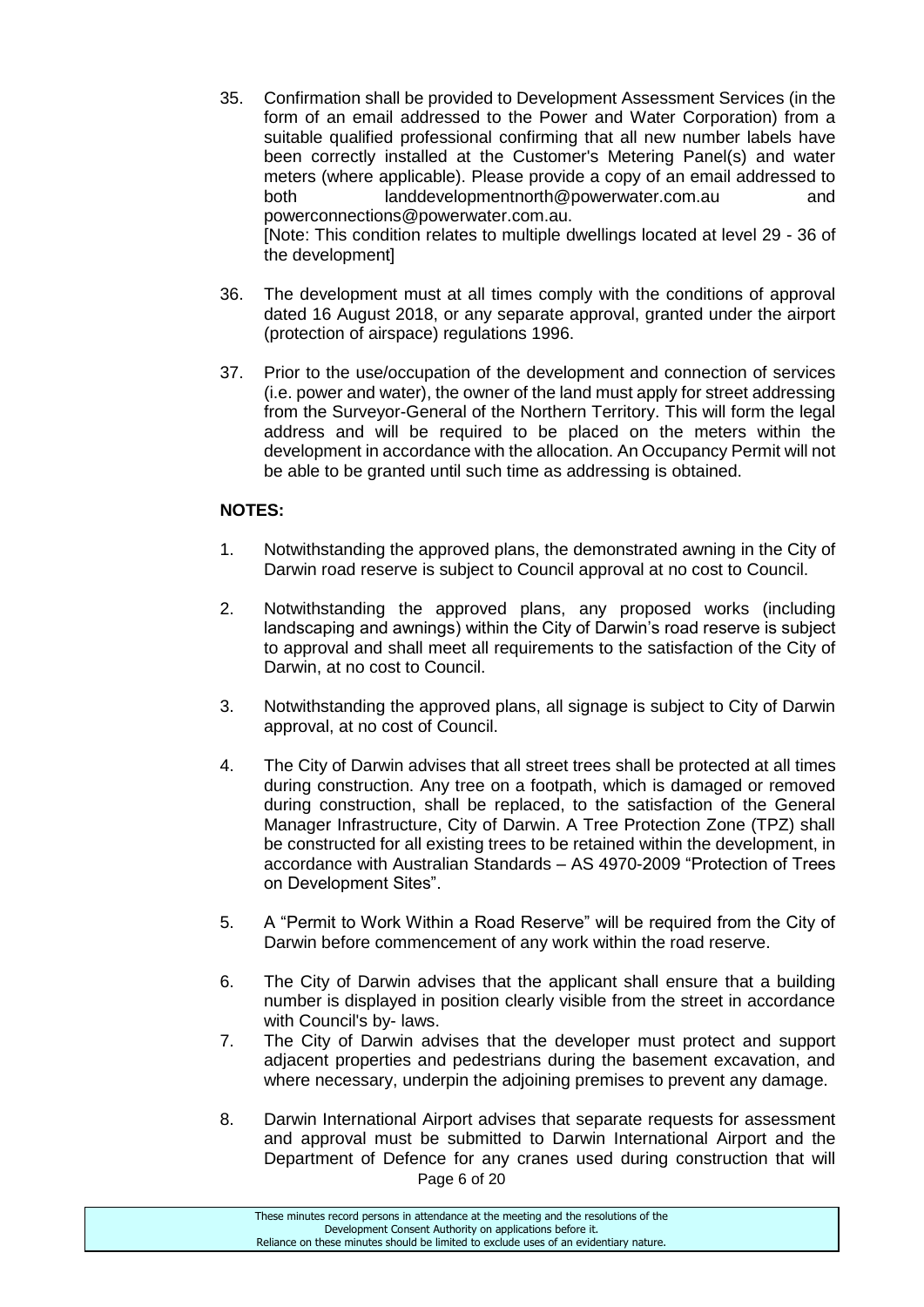35. Confirmation shall be provided to Development Assessment Services (in the form of an email addressed to the Power and Water Corporation) from a suitable qualified professional confirming that all new number labels have been correctly installed at the Customer's Metering Panel(s) and water meters (where applicable). Please provide a copy of an email addressed to both landdevelopmentnorth@powerwater.com.au and powerconnections@powerwater.com.au.
[Note: This condition relates to multiple dwellings located at level 29 - 36 of the development]

36. The development must at all times comply with the conditions of approval dated 16 August 2018, or any separate approval, granted under the airport (protection of airspace) regulations 1996.

37. Prior to the use/occupation of the development and connection of services (i.e. power and water), the owner of the land must apply for street addressing from the Surveyor-General of the Northern Territory. This will form the legal address and will be required to be placed on the meters within the development in accordance with the allocation. An Occupancy Permit will not be able to be granted until such time as addressing is obtained.

**NOTES:**

1. Notwithstanding the approved plans, the demonstrated awning in the City of Darwin road reserve is subject to Council approval at no cost to Council.

2. Notwithstanding the approved plans, any proposed works (including landscaping and awnings) within the City of Darwin's road reserve is subject to approval and shall meet all requirements to the satisfaction of the City of Darwin, at no cost to Council.

3. Notwithstanding the approved plans, all signage is subject to City of Darwin approval, at no cost of Council.

4. The City of Darwin advises that all street trees shall be protected at all times during construction. Any tree on a footpath, which is damaged or removed during construction, shall be replaced, to the satisfaction of the General Manager Infrastructure, City of Darwin. A Tree Protection Zone (TPZ) shall be constructed for all existing trees to be retained within the development, in accordance with Australian Standards – AS 4970-2009 "Protection of Trees on Development Sites".

5. A "Permit to Work Within a Road Reserve" will be required from the City of Darwin before commencement of any work within the road reserve.

6. The City of Darwin advises that the applicant shall ensure that a building number is displayed in position clearly visible from the street in accordance with Council's by- laws.

7. The City of Darwin advises that the developer must protect and support adjacent properties and pedestrians during the basement excavation, and where necessary, underpin the adjoining premises to prevent any damage.

8. Darwin International Airport advises that separate requests for assessment and approval must be submitted to Darwin International Airport and the Department of Defence for any cranes used during construction that will

These minutes record persons in attendance at the meeting and the resolutions of the Development Consent Authority on applications before it.
Reliance on these minutes should be limited to exclude uses of an evidentiary nature.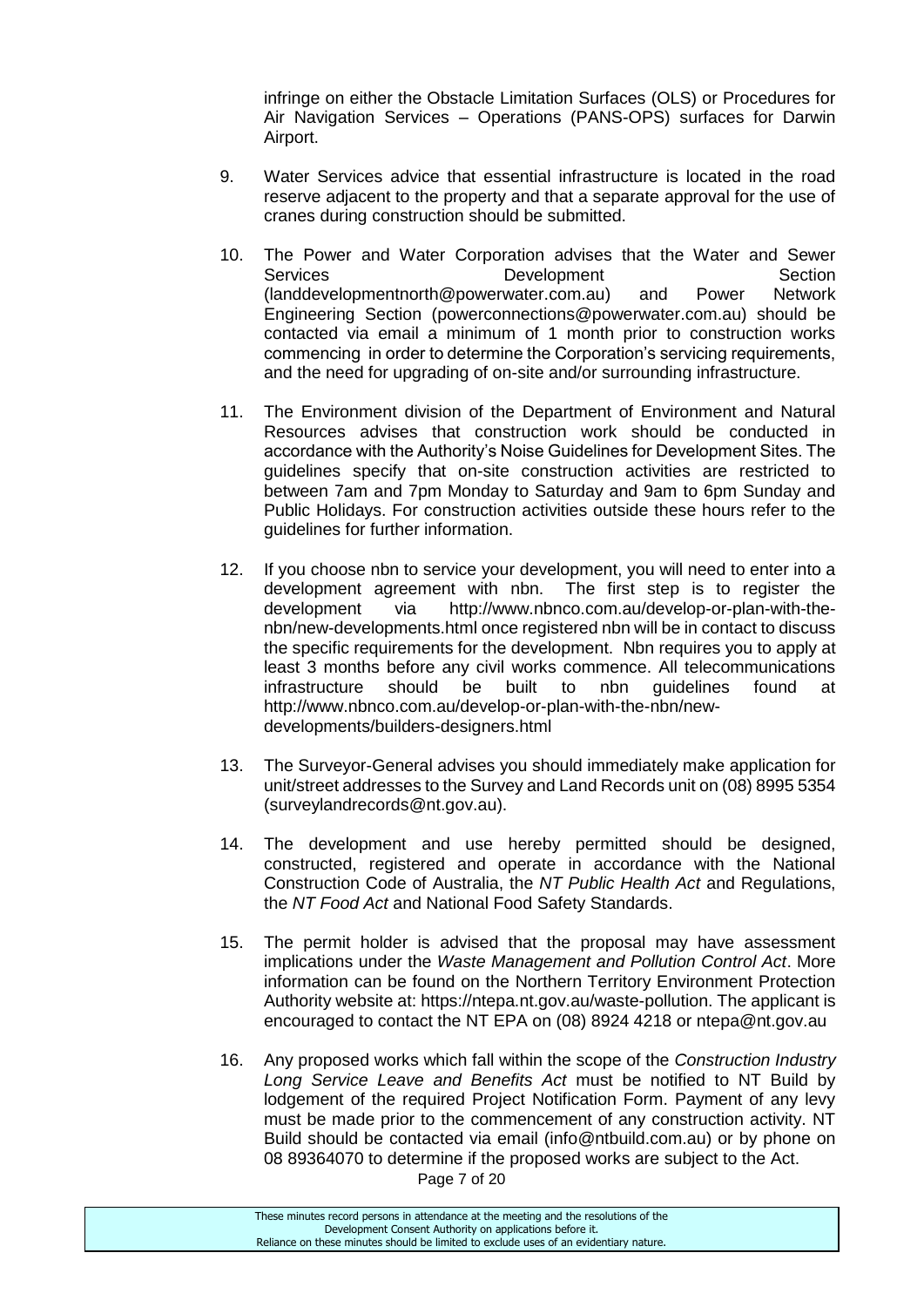infringe on either the Obstacle Limitation Surfaces (OLS) or Procedures for Air Navigation Services – Operations (PANS-OPS) surfaces for Darwin Airport.

9. Water Services advice that essential infrastructure is located in the road reserve adjacent to the property and that a separate approval for the use of cranes during construction should be submitted.

10. The Power and Water Corporation advises that the Water and Sewer Services Development Section (landdevelopmentnorth@powerwater.com.au) and Power Network Engineering Section (powerconnections@powerwater.com.au) should be contacted via email a minimum of 1 month prior to construction works commencing in order to determine the Corporation's servicing requirements, and the need for upgrading of on-site and/or surrounding infrastructure.

11. The Environment division of the Department of Environment and Natural Resources advises that construction work should be conducted in accordance with the Authority's Noise Guidelines for Development Sites. The guidelines specify that on-site construction activities are restricted to between 7am and 7pm Monday to Saturday and 9am to 6pm Sunday and Public Holidays. For construction activities outside these hours refer to the guidelines for further information.

12. If you choose nbn to service your development, you will need to enter into a development agreement with nbn. The first step is to register the development via http://www.nbnco.com.au/develop-or-plan-with-the-nbn/new-developments.html once registered nbn will be in contact to discuss the specific requirements for the development. Nbn requires you to apply at least 3 months before any civil works commence. All telecommunications infrastructure should be built to nbn guidelines found at http://www.nbnco.com.au/develop-or-plan-with-the-nbn/new-developments/builders-designers.html

13. The Surveyor-General advises you should immediately make application for unit/street addresses to the Survey and Land Records unit on (08) 8995 5354 (surveylandrecords@nt.gov.au).

14. The development and use hereby permitted should be designed, constructed, registered and operate in accordance with the National Construction Code of Australia, the *NT Public Health Act* and Regulations, the *NT Food Act* and National Food Safety Standards.

15. The permit holder is advised that the proposal may have assessment implications under the *Waste Management and Pollution Control Act*. More information can be found on the Northern Territory Environment Protection Authority website at: https://ntepa.nt.gov.au/waste-pollution. The applicant is encouraged to contact the NT EPA on (08) 8924 4218 or ntepa@nt.gov.au

16. Any proposed works which fall within the scope of the *Construction Industry Long Service Leave and Benefits Act* must be notified to NT Build by lodgement of the required Project Notification Form. Payment of any levy must be made prior to the commencement of any construction activity. NT Build should be contacted via email (info@ntbuild.com.au) or by phone on 08 89364070 to determine if the proposed works are subject to the Act.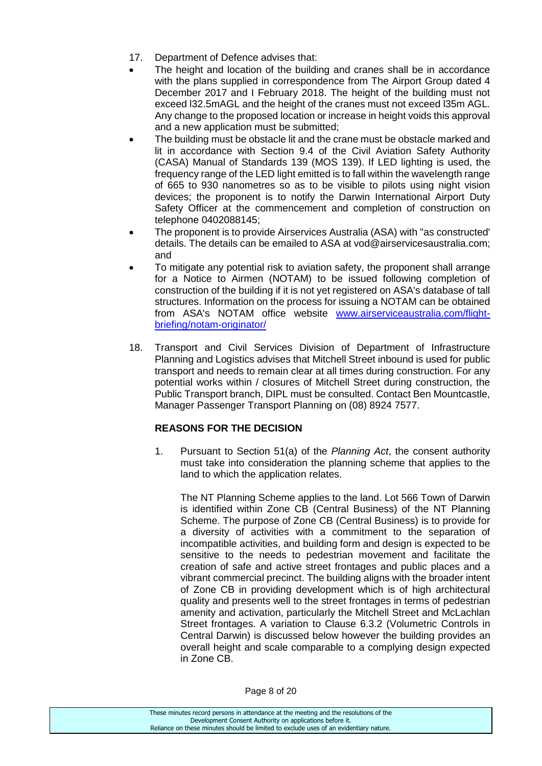17. Department of Defence advises that:

- The height and location of the building and cranes shall be in accordance with the plans supplied in correspondence from The Airport Group dated 4 December 2017 and I February 2018. The height of the building must not exceed l32.5mAGL and the height of the cranes must not exceed l35m AGL. Any change to the proposed location or increase in height voids this approval and a new application must be submitted;
- The building must be obstacle lit and the crane must be obstacle marked and lit in accordance with Section 9.4 of the Civil Aviation Safety Authority (CASA) Manual of Standards 139 (MOS 139). If LED lighting is used, the frequency range of the LED light emitted is to fall within the wavelength range of 665 to 930 nanometres so as to be visible to pilots using night vision devices; the proponent is to notify the Darwin International Airport Duty Safety Officer at the commencement and completion of construction on telephone 0402088145;
- The proponent is to provide Airservices Australia (ASA) with "as constructed' details. The details can be emailed to ASA at vod@airservicesaustralia.com; and
- To mitigate any potential risk to aviation safety, the proponent shall arrange for a Notice to Airmen (NOTAM) to be issued following completion of construction of the building if it is not yet registered on ASA's database of tall structures. Information on the process for issuing a NOTAM can be obtained from ASA's NOTAM office website [www.airserviceaustralia.com/flight-briefing/notam-originator/](www.airserviceaustralia.com/flight-briefing/notam-originator/)

18. Transport and Civil Services Division of Department of Infrastructure Planning and Logistics advises that Mitchell Street inbound is used for public transport and needs to remain clear at all times during construction. For any potential works within / closures of Mitchell Street during construction, the Public Transport branch, DIPL must be consulted. Contact Ben Mountcastle, Manager Passenger Transport Planning on (08) 8924 7577.

## REASONS FOR THE DECISION

1. Pursuant to Section 51(a) of the *Planning Act*, the consent authority must take into consideration the planning scheme that applies to the land to which the application relates.

   The NT Planning Scheme applies to the land. Lot 566 Town of Darwin is identified within Zone CB (Central Business) of the NT Planning Scheme. The purpose of Zone CB (Central Business) is to provide for a diversity of activities with a commitment to the separation of incompatible activities, and building form and design is expected to be sensitive to the needs to pedestrian movement and facilitate the creation of safe and active street frontages and public places and a vibrant commercial precinct. The building aligns with the broader intent of Zone CB in providing development which is of high architectural quality and presents well to the street frontages in terms of pedestrian amenity and activation, particularly the Mitchell Street and McLachlan Street frontages. A variation to Clause 6.3.2 (Volumetric Controls in Central Darwin) is discussed below however the building provides an overall height and scale comparable to a complying design expected in Zone CB.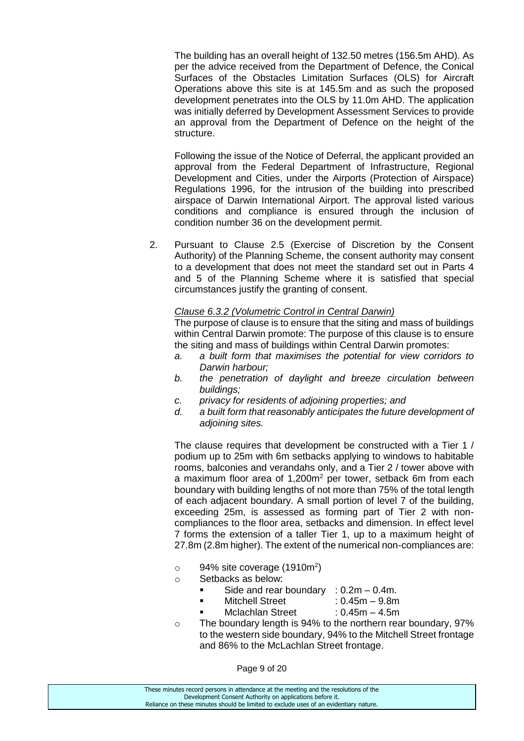The building has an overall height of 132.50 metres (156.5m AHD). As per the advice received from the Department of Defence, the Conical Surfaces of the Obstacles Limitation Surfaces (OLS) for Aircraft Operations above this site is at 145.5m and as such the proposed development penetrates into the OLS by 11.0m AHD. The application was initially deferred by Development Assessment Services to provide an approval from the Department of Defence on the height of the structure.

Following the issue of the Notice of Deferral, the applicant provided an approval from the Federal Department of Infrastructure, Regional Development and Cities, under the Airports (Protection of Airspace) Regulations 1996, for the intrusion of the building into prescribed airspace of Darwin International Airport. The approval listed various conditions and compliance is ensured through the inclusion of condition number 36 on the development permit.

2. Pursuant to Clause 2.5 (Exercise of Discretion by the Consent Authority) of the Planning Scheme, the consent authority may consent to a development that does not meet the standard set out in Parts 4 and 5 of the Planning Scheme where it is satisfied that special circumstances justify the granting of consent.

   *Clause 6.3.2 (Volumetric Control in Central Darwin)*

   The purpose of clause is to ensure that the siting and mass of buildings within Central Darwin promote: The purpose of this clause is to ensure the siting and mass of buildings within Central Darwin promotes:

   a. *a built form that maximises the potential for view corridors to Darwin harbour;*
   b. *the penetration of daylight and breeze circulation between buildings;*
   c. *privacy for residents of adjoining properties; and*
   d. *a built form that reasonably anticipates the future development of adjoining sites.*

   The clause requires that development be constructed with a Tier 1 / podium up to 25m with 6m setbacks applying to windows to habitable rooms, balconies and verandahs only, and a Tier 2 / tower above with a maximum floor area of 1,200m$^2$ per tower, setback 6m from each boundary with building lengths of not more than 75% of the total length of each adjacent boundary. A small portion of level 7 of the building, exceeding 25m, is assessed as forming part of Tier 2 with non-compliances to the floor area, setbacks and dimension. In effect level 7 forms the extension of a taller Tier 1, up to a maximum height of 27.8m (2.8m higher). The extent of the numerical non-compliances are:

   - 94% site coverage (1910m$^2$)
   - Setbacks as below:
     - Side and rear boundary : 0.2m – 0.4m.
     - Mitchell Street : 0.45m – 9.8m
     - Mclachlan Street : 0.45m – 4.5m
   - The boundary length is 94% to the northern rear boundary, 97% to the western side boundary, 94% to the Mitchell Street frontage and 86% to the McLachlan Street frontage.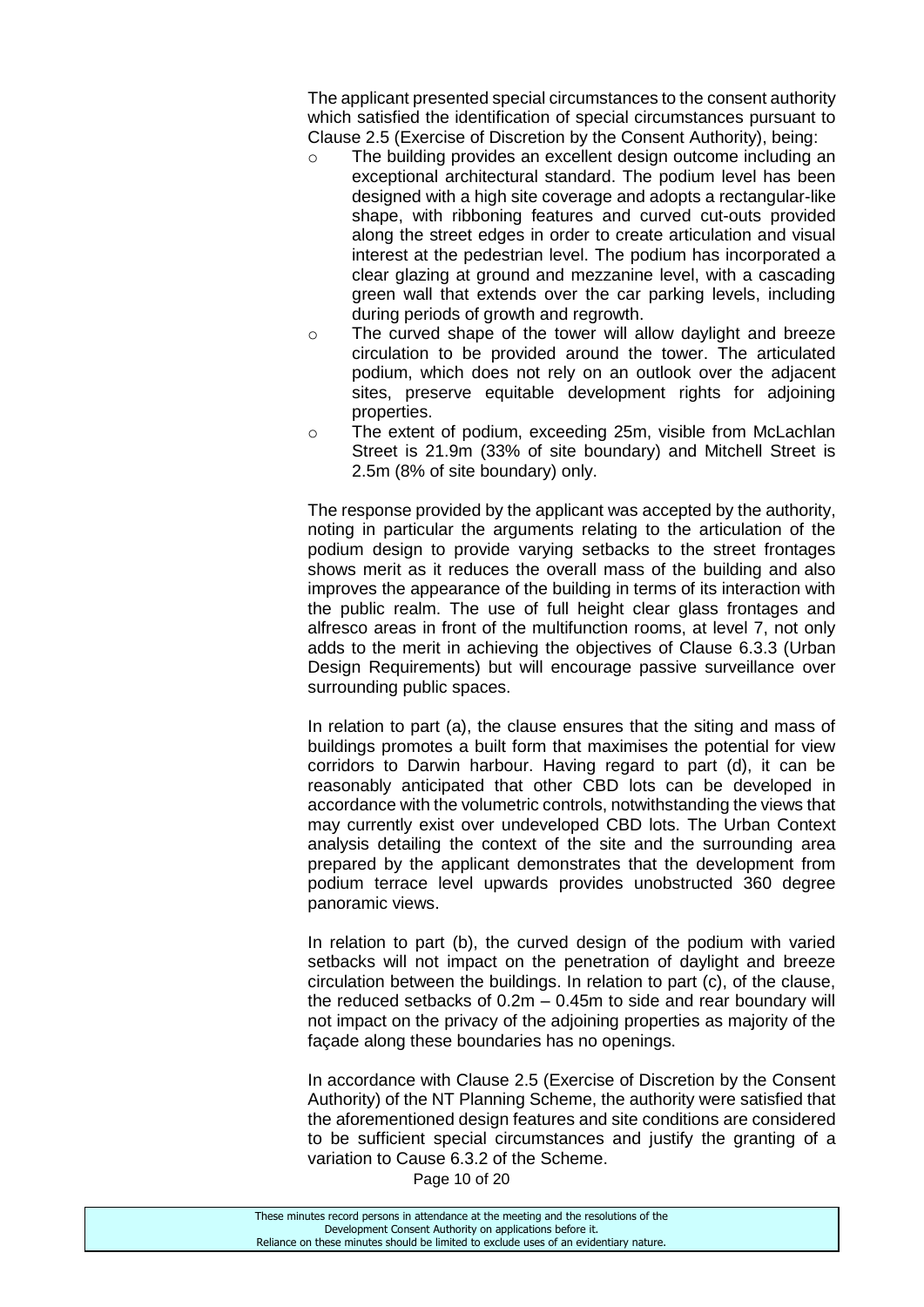The applicant presented special circumstances to the consent authority which satisfied the identification of special circumstances pursuant to Clause 2.5 (Exercise of Discretion by the Consent Authority), being:

- The building provides an excellent design outcome including an exceptional architectural standard. The podium level has been designed with a high site coverage and adopts a rectangular-like shape, with ribboning features and curved cut-outs provided along the street edges in order to create articulation and visual interest at the pedestrian level. The podium has incorporated a clear glazing at ground and mezzanine level, with a cascading green wall that extends over the car parking levels, including during periods of growth and regrowth.
- The curved shape of the tower will allow daylight and breeze circulation to be provided around the tower. The articulated podium, which does not rely on an outlook over the adjacent sites, preserve equitable development rights for adjoining properties.
- The extent of podium, exceeding 25m, visible from McLachlan Street is 21.9m (33% of site boundary) and Mitchell Street is 2.5m (8% of site boundary) only.

The response provided by the applicant was accepted by the authority, noting in particular the arguments relating to the articulation of the podium design to provide varying setbacks to the street frontages shows merit as it reduces the overall mass of the building and also improves the appearance of the building in terms of its interaction with the public realm. The use of full height clear glass frontages and alfresco areas in front of the multifunction rooms, at level 7, not only adds to the merit in achieving the objectives of Clause 6.3.3 (Urban Design Requirements) but will encourage passive surveillance over surrounding public spaces.

In relation to part (a), the clause ensures that the siting and mass of buildings promotes a built form that maximises the potential for view corridors to Darwin harbour. Having regard to part (d), it can be reasonably anticipated that other CBD lots can be developed in accordance with the volumetric controls, notwithstanding the views that may currently exist over undeveloped CBD lots. The Urban Context analysis detailing the context of the site and the surrounding area prepared by the applicant demonstrates that the development from podium terrace level upwards provides unobstructed 360 degree panoramic views.

In relation to part (b), the curved design of the podium with varied setbacks will not impact on the penetration of daylight and breeze circulation between the buildings. In relation to part (c), of the clause, the reduced setbacks of 0.2m – 0.45m to side and rear boundary will not impact on the privacy of the adjoining properties as majority of the façade along these boundaries has no openings.

In accordance with Clause 2.5 (Exercise of Discretion by the Consent Authority) of the NT Planning Scheme, the authority were satisfied that the aforementioned design features and site conditions are considered to be sufficient special circumstances and justify the granting of a variation to Cause 6.3.2 of the Scheme.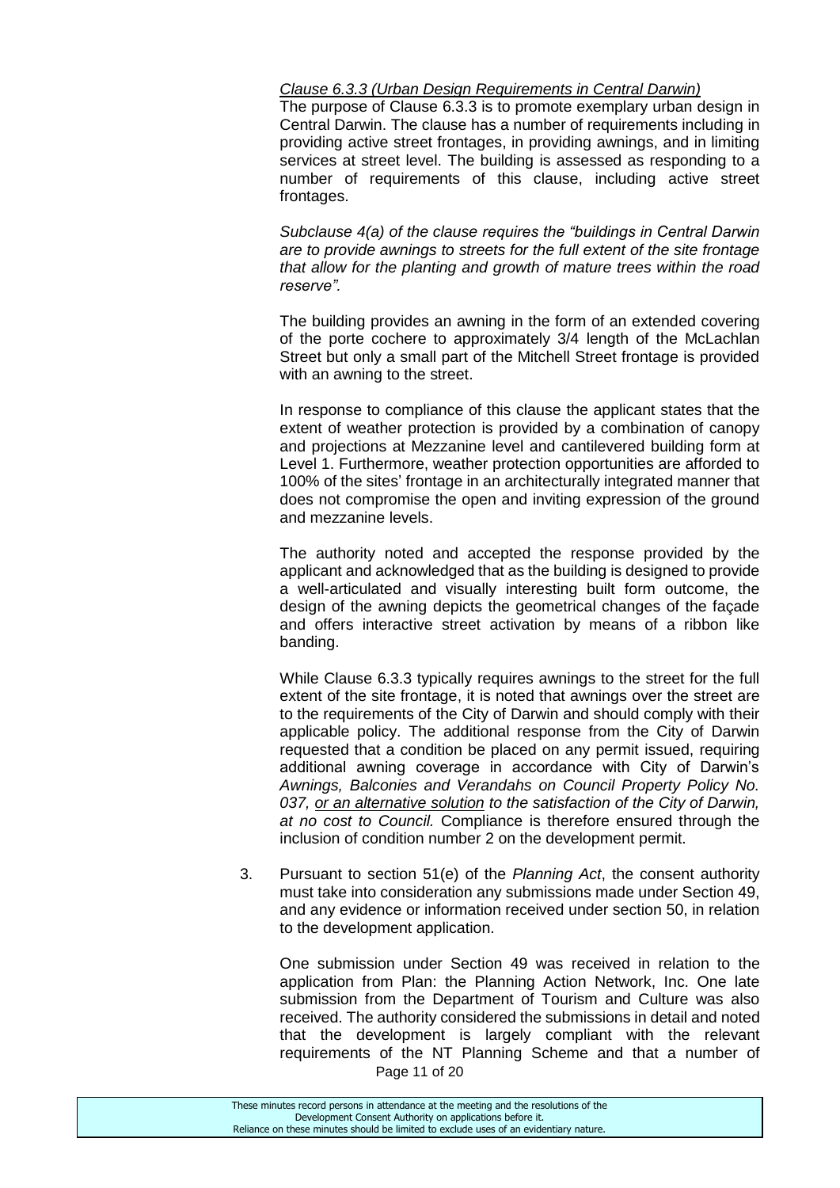*Clause 6.3.3 (Urban Design Requirements in Central Darwin)*

The purpose of Clause 6.3.3 is to promote exemplary urban design in Central Darwin. The clause has a number of requirements including in providing active street frontages, in providing awnings, and in limiting services at street level. The building is assessed as responding to a number of requirements of this clause, including active street frontages.

*Subclause 4(a) of the clause requires the "buildings in Central Darwin are to provide awnings to streets for the full extent of the site frontage that allow for the planting and growth of mature trees within the road reserve".*

The building provides an awning in the form of an extended covering of the porte cochere to approximately 3/4 length of the McLachlan Street but only a small part of the Mitchell Street frontage is provided with an awning to the street.

In response to compliance of this clause the applicant states that the extent of weather protection is provided by a combination of canopy and projections at Mezzanine level and cantilevered building form at Level 1. Furthermore, weather protection opportunities are afforded to 100% of the sites' frontage in an architecturally integrated manner that does not compromise the open and inviting expression of the ground and mezzanine levels.

The authority noted and accepted the response provided by the applicant and acknowledged that as the building is designed to provide a well-articulated and visually interesting built form outcome, the design of the awning depicts the geometrical changes of the façade and offers interactive street activation by means of a ribbon like banding.

While Clause 6.3.3 typically requires awnings to the street for the full extent of the site frontage, it is noted that awnings over the street are to the requirements of the City of Darwin and should comply with their applicable policy. The additional response from the City of Darwin requested that a condition be placed on any permit issued, requiring additional awning coverage in accordance with City of Darwin's *Awnings, Balconies and Verandahs on Council Property Policy No. 037, or an alternative solution to the satisfaction of the City of Darwin, at no cost to Council.* Compliance is therefore ensured through the inclusion of condition number 2 on the development permit.

3. Pursuant to section 51(e) of the *Planning Act*, the consent authority must take into consideration any submissions made under Section 49, and any evidence or information received under section 50, in relation to the development application.

   One submission under Section 49 was received in relation to the application from Plan: the Planning Action Network, Inc. One late submission from the Department of Tourism and Culture was also received. The authority considered the submissions in detail and noted that the development is largely compliant with the relevant requirements of the NT Planning Scheme and that a number of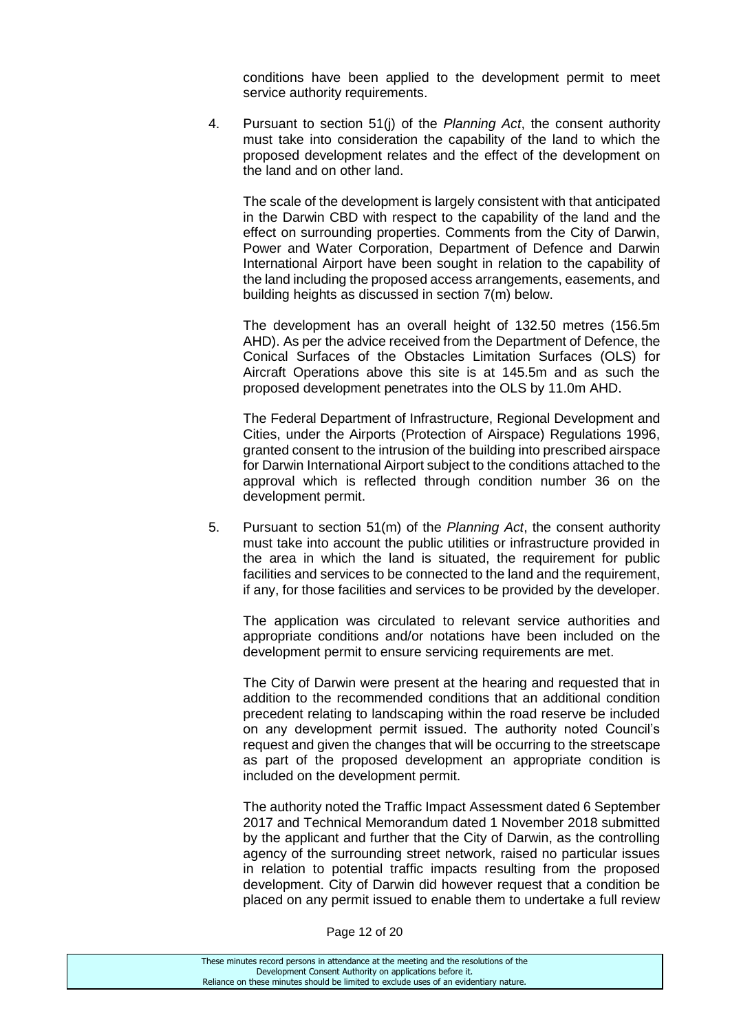conditions have been applied to the development permit to meet service authority requirements.

4. Pursuant to section 51(j) of the *Planning Act*, the consent authority must take into consideration the capability of the land to which the proposed development relates and the effect of the development on the land and on other land.

   The scale of the development is largely consistent with that anticipated in the Darwin CBD with respect to the capability of the land and the effect on surrounding properties. Comments from the City of Darwin, Power and Water Corporation, Department of Defence and Darwin International Airport have been sought in relation to the capability of the land including the proposed access arrangements, easements, and building heights as discussed in section 7(m) below.

   The development has an overall height of 132.50 metres (156.5m AHD). As per the advice received from the Department of Defence, the Conical Surfaces of the Obstacles Limitation Surfaces (OLS) for Aircraft Operations above this site is at 145.5m and as such the proposed development penetrates into the OLS by 11.0m AHD.

   The Federal Department of Infrastructure, Regional Development and Cities, under the Airports (Protection of Airspace) Regulations 1996, granted consent to the intrusion of the building into prescribed airspace for Darwin International Airport subject to the conditions attached to the approval which is reflected through condition number 36 on the development permit.

5. Pursuant to section 51(m) of the *Planning Act*, the consent authority must take into account the public utilities or infrastructure provided in the area in which the land is situated, the requirement for public facilities and services to be connected to the land and the requirement, if any, for those facilities and services to be provided by the developer.

   The application was circulated to relevant service authorities and appropriate conditions and/or notations have been included on the development permit to ensure servicing requirements are met.

   The City of Darwin were present at the hearing and requested that in addition to the recommended conditions that an additional condition precedent relating to landscaping within the road reserve be included on any development permit issued. The authority noted Council's request and given the changes that will be occurring to the streetscape as part of the proposed development an appropriate condition is included on the development permit.

   The authority noted the Traffic Impact Assessment dated 6 September 2017 and Technical Memorandum dated 1 November 2018 submitted by the applicant and further that the City of Darwin, as the controlling agency of the surrounding street network, raised no particular issues in relation to potential traffic impacts resulting from the proposed development. City of Darwin did however request that a condition be placed on any permit issued to enable them to undertake a full review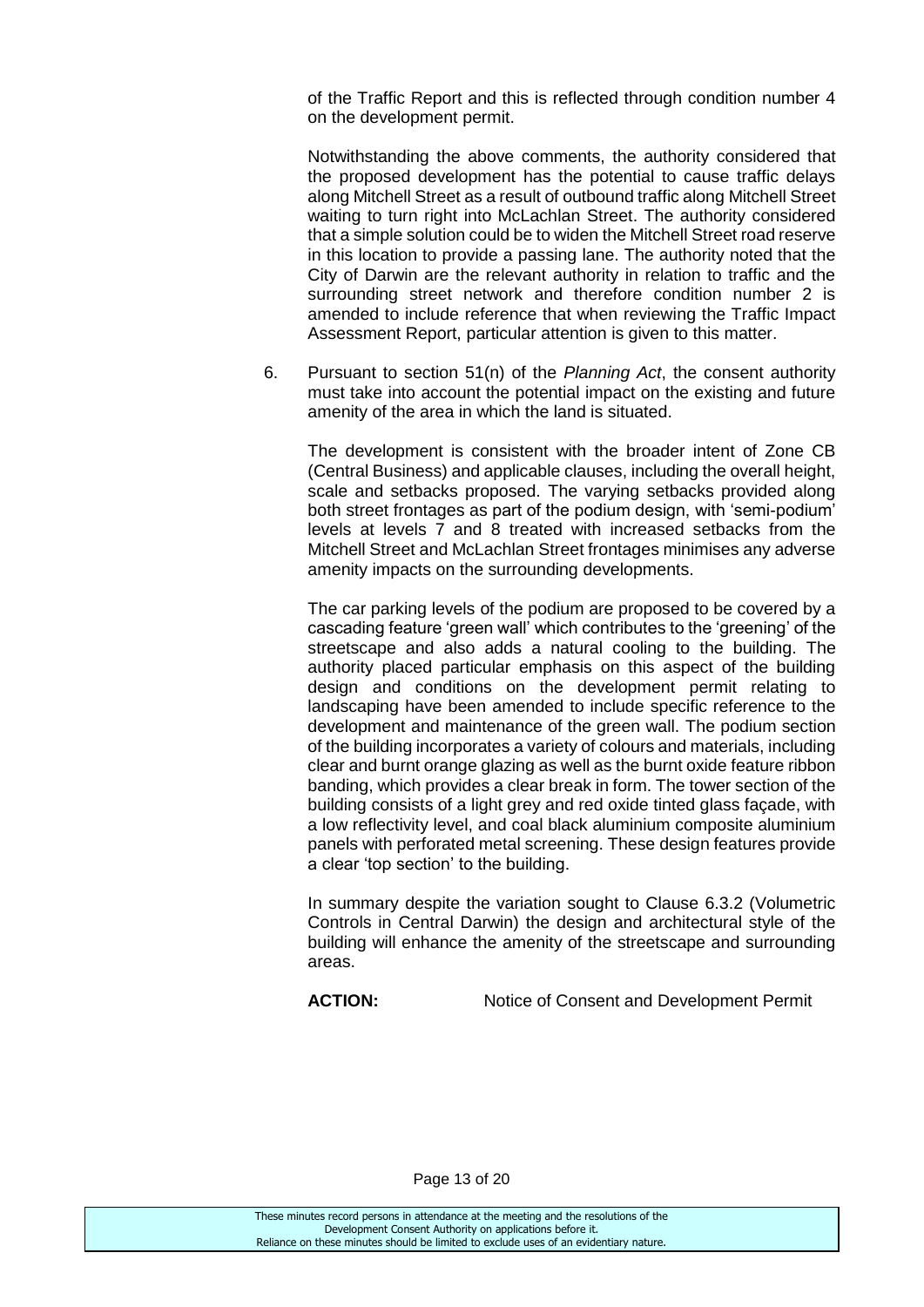of the Traffic Report and this is reflected through condition number 4 on the development permit.

Notwithstanding the above comments, the authority considered that the proposed development has the potential to cause traffic delays along Mitchell Street as a result of outbound traffic along Mitchell Street waiting to turn right into McLachlan Street. The authority considered that a simple solution could be to widen the Mitchell Street road reserve in this location to provide a passing lane. The authority noted that the City of Darwin are the relevant authority in relation to traffic and the surrounding street network and therefore condition number 2 is amended to include reference that when reviewing the Traffic Impact Assessment Report, particular attention is given to this matter.

6. Pursuant to section 51(n) of the *Planning Act*, the consent authority must take into account the potential impact on the existing and future amenity of the area in which the land is situated.

   The development is consistent with the broader intent of Zone CB (Central Business) and applicable clauses, including the overall height, scale and setbacks proposed. The varying setbacks provided along both street frontages as part of the podium design, with 'semi-podium' levels at levels 7 and 8 treated with increased setbacks from the Mitchell Street and McLachlan Street frontages minimises any adverse amenity impacts on the surrounding developments.

   The car parking levels of the podium are proposed to be covered by a cascading feature 'green wall' which contributes to the 'greening' of the streetscape and also adds a natural cooling to the building. The authority placed particular emphasis on this aspect of the building design and conditions on the development permit relating to landscaping have been amended to include specific reference to the development and maintenance of the green wall. The podium section of the building incorporates a variety of colours and materials, including clear and burnt orange glazing as well as the burnt oxide feature ribbon banding, which provides a clear break in form. The tower section of the building consists of a light grey and red oxide tinted glass façade, with a low reflectivity level, and coal black aluminium composite aluminium panels with perforated metal screening. These design features provide a clear 'top section' to the building.

   In summary despite the variation sought to Clause 6.3.2 (Volumetric Controls in Central Darwin) the design and architectural style of the building will enhance the amenity of the streetscape and surrounding areas.

**ACTION:** Notice of Consent and Development Permit

These minutes record persons in attendance at the meeting and the resolutions of the Development Consent Authority on applications before it.
Reliance on these minutes should be limited to exclude uses of an evidentiary nature.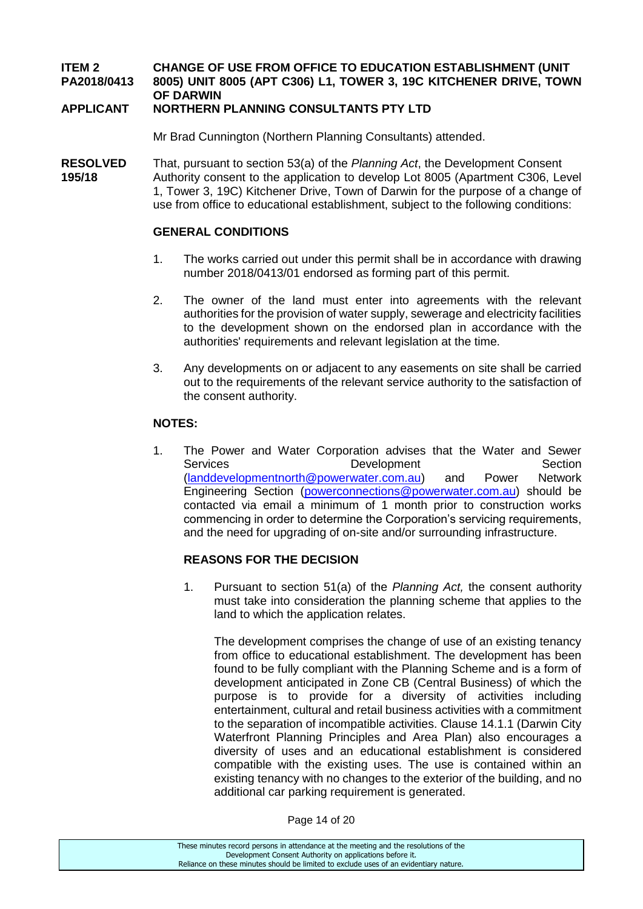**ITEM 2 PA2018/0413** **CHANGE OF USE FROM OFFICE TO EDUCATION ESTABLISHMENT (UNIT 8005) UNIT 8005 (APT C306) L1, TOWER 3, 19C KITCHENER DRIVE, TOWN OF DARWIN**

**APPLICANT** **NORTHERN PLANNING CONSULTANTS PTY LTD**

Mr Brad Cunnington (Northern Planning Consultants) attended.

**RESOLVED 195/18**

That, pursuant to section 53(a) of the *Planning Act*, the Development Consent Authority consent to the application to develop Lot 8005 (Apartment C306, Level 1, Tower 3, 19C) Kitchener Drive, Town of Darwin for the purpose of a change of use from office to educational establishment, subject to the following conditions:

**GENERAL CONDITIONS**

1. The works carried out under this permit shall be in accordance with drawing number 2018/0413/01 endorsed as forming part of this permit.

2. The owner of the land must enter into agreements with the relevant authorities for the provision of water supply, sewerage and electricity facilities to the development shown on the endorsed plan in accordance with the authorities' requirements and relevant legislation at the time.

3. Any developments on or adjacent to any easements on site shall be carried out to the requirements of the relevant service authority to the satisfaction of the consent authority.

**NOTES:**

1. The Power and Water Corporation advises that the Water and Sewer Services Development Section (landdevelopmentnorth@powerwater.com.au) and Power Network Engineering Section (powerconnections@powerwater.com.au) should be contacted via email a minimum of 1 month prior to construction works commencing in order to determine the Corporation's servicing requirements, and the need for upgrading of on-site and/or surrounding infrastructure.

**REASONS FOR THE DECISION**

1. Pursuant to section 51(a) of the *Planning Act,* the consent authority must take into consideration the planning scheme that applies to the land to which the application relates.

   The development comprises the change of use of an existing tenancy from office to educational establishment. The development has been found to be fully compliant with the Planning Scheme and is a form of development anticipated in Zone CB (Central Business) of which the purpose is to provide for a diversity of activities including entertainment, cultural and retail business activities with a commitment to the separation of incompatible activities. Clause 14.1.1 (Darwin City Waterfront Planning Principles and Area Plan) also encourages a diversity of uses and an educational establishment is considered compatible with the existing uses. The use is contained within an existing tenancy with no changes to the exterior of the building, and no additional car parking requirement is generated.

These minutes record persons in attendance at the meeting and the resolutions of the Development Consent Authority on applications before it.
Reliance on these minutes should be limited to exclude uses of an evidentiary nature.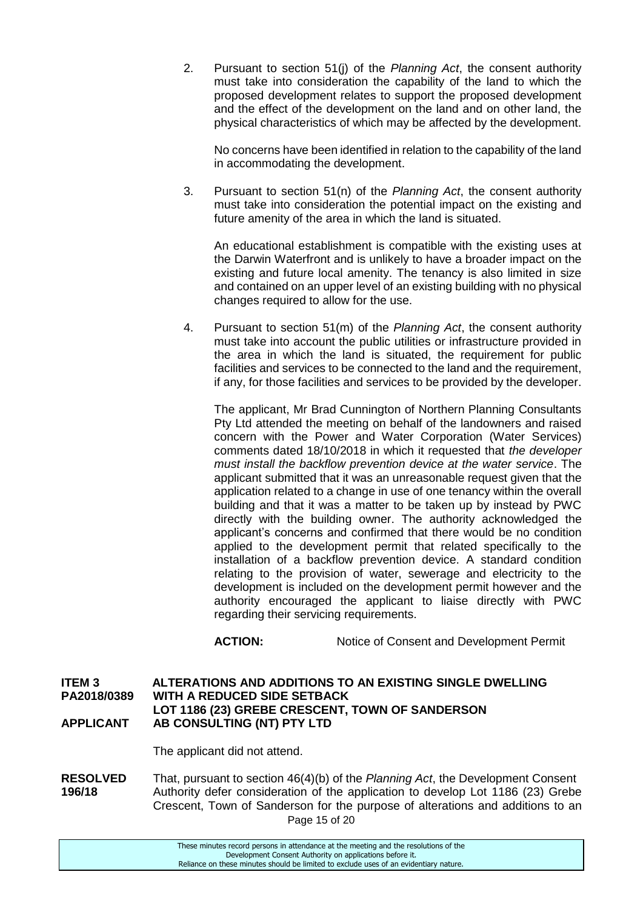2. Pursuant to section 51(j) of the *Planning Act*, the consent authority must take into consideration the capability of the land to which the proposed development relates to support the proposed development and the effect of the development on the land and on other land, the physical characteristics of which may be affected by the development.

   No concerns have been identified in relation to the capability of the land in accommodating the development.

3. Pursuant to section 51(n) of the *Planning Act*, the consent authority must take into consideration the potential impact on the existing and future amenity of the area in which the land is situated.

   An educational establishment is compatible with the existing uses at the Darwin Waterfront and is unlikely to have a broader impact on the existing and future local amenity. The tenancy is also limited in size and contained on an upper level of an existing building with no physical changes required to allow for the use.

4. Pursuant to section 51(m) of the *Planning Act*, the consent authority must take into account the public utilities or infrastructure provided in the area in which the land is situated, the requirement for public facilities and services to be connected to the land and the requirement, if any, for those facilities and services to be provided by the developer.

   The applicant, Mr Brad Cunnington of Northern Planning Consultants Pty Ltd attended the meeting on behalf of the landowners and raised concern with the Power and Water Corporation (Water Services) comments dated 18/10/2018 in which it requested that *the developer must install the backflow prevention device at the water service*. The applicant submitted that it was an unreasonable request given that the application related to a change in use of one tenancy within the overall building and that it was a matter to be taken up by instead by PWC directly with the building owner. The authority acknowledged the applicant's concerns and confirmed that there would be no condition applied to the development permit that related specifically to the installation of a backflow prevention device. A standard condition relating to the provision of water, sewerage and electricity to the development is included on the development permit however and the authority encouraged the applicant to liaise directly with PWC regarding their servicing requirements.

   **ACTION:** Notice of Consent and Development Permit

**ITEM 3 PA2018/0389** **ALTERATIONS AND ADDITIONS TO AN EXISTING SINGLE DWELLING WITH A REDUCED SIDE SETBACK**
**LOT 1186 (23) GREBE CRESCENT, TOWN OF SANDERSON**
**APPLICANT AB CONSULTING (NT) PTY LTD**

The applicant did not attend.

**RESOLVED 196/18** That, pursuant to section 46(4)(b) of the *Planning Act*, the Development Consent Authority defer consideration of the application to develop Lot 1186 (23) Grebe Crescent, Town of Sanderson for the purpose of alterations and additions to an

These minutes record persons in attendance at the meeting and the resolutions of the Development Consent Authority on applications before it. Reliance on these minutes should be limited to exclude uses of an evidentiary nature.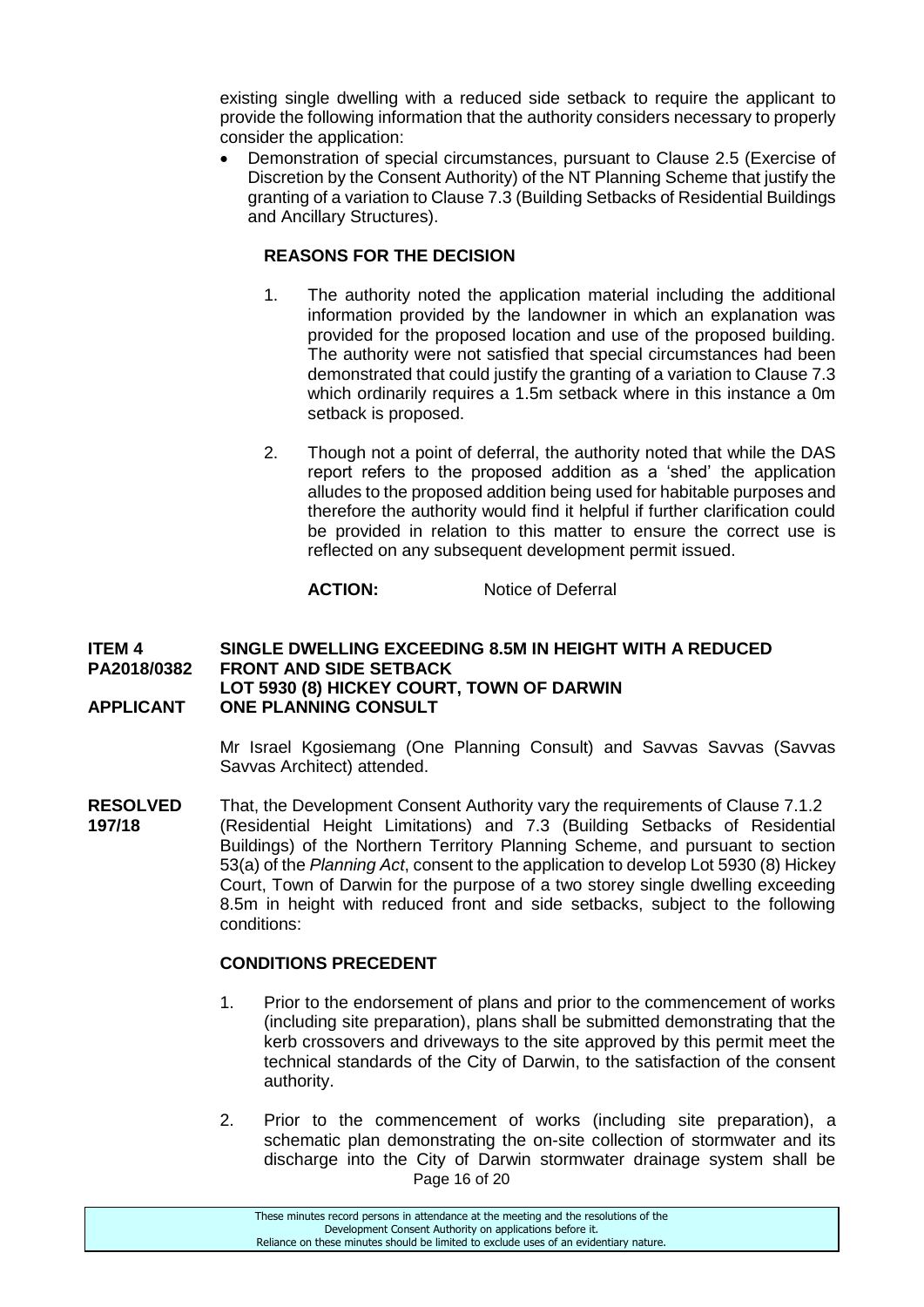existing single dwelling with a reduced side setback to require the applicant to provide the following information that the authority considers necessary to properly consider the application:

- Demonstration of special circumstances, pursuant to Clause 2.5 (Exercise of Discretion by the Consent Authority) of the NT Planning Scheme that justify the granting of a variation to Clause 7.3 (Building Setbacks of Residential Buildings and Ancillary Structures).

**REASONS FOR THE DECISION**

1. The authority noted the application material including the additional information provided by the landowner in which an explanation was provided for the proposed location and use of the proposed building. The authority were not satisfied that special circumstances had been demonstrated that could justify the granting of a variation to Clause 7.3 which ordinarily requires a 1.5m setback where in this instance a 0m setback is proposed.

2. Though not a point of deferral, the authority noted that while the DAS report refers to the proposed addition as a 'shed' the application alludes to the proposed addition being used for habitable purposes and therefore the authority would find it helpful if further clarification could be provided in relation to this matter to ensure the correct use is reflected on any subsequent development permit issued.

**ACTION:** Notice of Deferral

**ITEM 4 PA2018/0382** **SINGLE DWELLING EXCEEDING 8.5M IN HEIGHT WITH A REDUCED FRONT AND SIDE SETBACK**
**LOT 5930 (8) HICKEY COURT, TOWN OF DARWIN**
**APPLICANT** **ONE PLANNING CONSULT**

Mr Israel Kgosiemang (One Planning Consult) and Savvas Savvas (Savvas Savvas Architect) attended.

**RESOLVED 197/18** That, the Development Consent Authority vary the requirements of Clause 7.1.2 (Residential Height Limitations) and 7.3 (Building Setbacks of Residential Buildings) of the Northern Territory Planning Scheme, and pursuant to section 53(a) of the *Planning Act*, consent to the application to develop Lot 5930 (8) Hickey Court, Town of Darwin for the purpose of a two storey single dwelling exceeding 8.5m in height with reduced front and side setbacks, subject to the following conditions:

**CONDITIONS PRECEDENT**

1. Prior to the endorsement of plans and prior to the commencement of works (including site preparation), plans shall be submitted demonstrating that the kerb crossovers and driveways to the site approved by this permit meet the technical standards of the City of Darwin, to the satisfaction of the consent authority.

2. Prior to the commencement of works (including site preparation), a schematic plan demonstrating the on-site collection of stormwater and its discharge into the City of Darwin stormwater drainage system shall be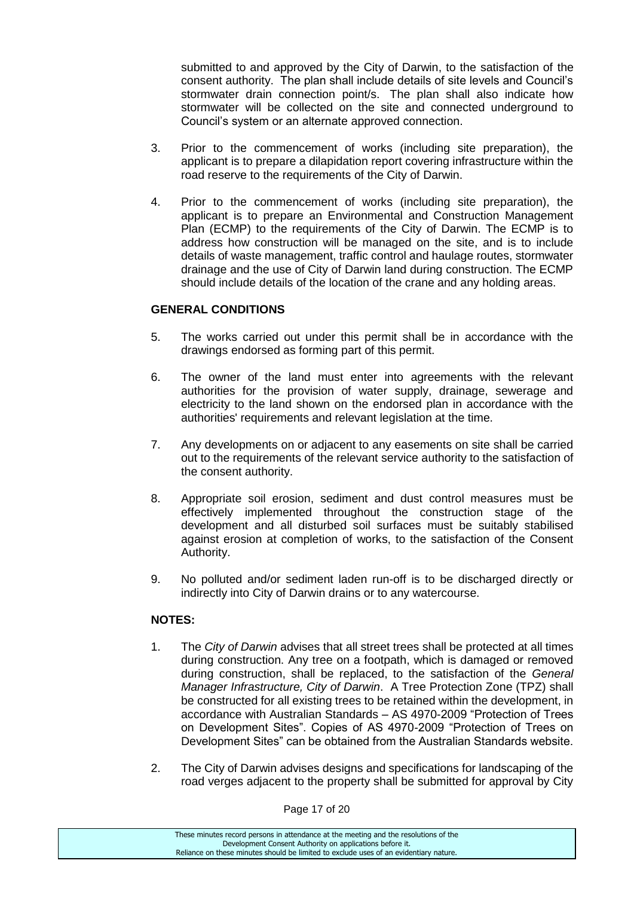submitted to and approved by the City of Darwin, to the satisfaction of the consent authority. The plan shall include details of site levels and Council's stormwater drain connection point/s. The plan shall also indicate how stormwater will be collected on the site and connected underground to Council's system or an alternate approved connection.

3. Prior to the commencement of works (including site preparation), the applicant is to prepare a dilapidation report covering infrastructure within the road reserve to the requirements of the City of Darwin.

4. Prior to the commencement of works (including site preparation), the applicant is to prepare an Environmental and Construction Management Plan (ECMP) to the requirements of the City of Darwin. The ECMP is to address how construction will be managed on the site, and is to include details of waste management, traffic control and haulage routes, stormwater drainage and the use of City of Darwin land during construction. The ECMP should include details of the location of the crane and any holding areas.

**GENERAL CONDITIONS**

5. The works carried out under this permit shall be in accordance with the drawings endorsed as forming part of this permit.

6. The owner of the land must enter into agreements with the relevant authorities for the provision of water supply, drainage, sewerage and electricity to the land shown on the endorsed plan in accordance with the authorities' requirements and relevant legislation at the time.

7. Any developments on or adjacent to any easements on site shall be carried out to the requirements of the relevant service authority to the satisfaction of the consent authority.

8. Appropriate soil erosion, sediment and dust control measures must be effectively implemented throughout the construction stage of the development and all disturbed soil surfaces must be suitably stabilised against erosion at completion of works, to the satisfaction of the Consent Authority.

9. No polluted and/or sediment laden run-off is to be discharged directly or indirectly into City of Darwin drains or to any watercourse.

**NOTES:**

1. The *City of Darwin* advises that all street trees shall be protected at all times during construction. Any tree on a footpath, which is damaged or removed during construction, shall be replaced, to the satisfaction of the *General Manager Infrastructure, City of Darwin*. A Tree Protection Zone (TPZ) shall be constructed for all existing trees to be retained within the development, in accordance with Australian Standards – AS 4970-2009 "Protection of Trees on Development Sites". Copies of AS 4970-2009 "Protection of Trees on Development Sites" can be obtained from the Australian Standards website.

2. The City of Darwin advises designs and specifications for landscaping of the road verges adjacent to the property shall be submitted for approval by City

These minutes record persons in attendance at the meeting and the resolutions of the Development Consent Authority on applications before it. Reliance on these minutes should be limited to exclude uses of an evidentiary nature.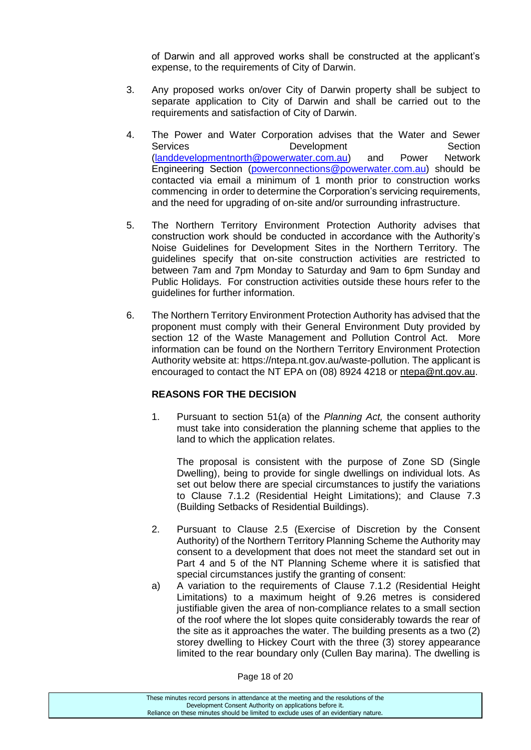of Darwin and all approved works shall be constructed at the applicant's expense, to the requirements of City of Darwin.

3. Any proposed works on/over City of Darwin property shall be subject to separate application to City of Darwin and shall be carried out to the requirements and satisfaction of City of Darwin.

4. The Power and Water Corporation advises that the Water and Sewer Services Development Section (landdevelopmentnorth@powerwater.com.au) and Power Network Engineering Section (powerconnections@powerwater.com.au) should be contacted via email a minimum of 1 month prior to construction works commencing in order to determine the Corporation's servicing requirements, and the need for upgrading of on-site and/or surrounding infrastructure.

5. The Northern Territory Environment Protection Authority advises that construction work should be conducted in accordance with the Authority's Noise Guidelines for Development Sites in the Northern Territory. The guidelines specify that on-site construction activities are restricted to between 7am and 7pm Monday to Saturday and 9am to 6pm Sunday and Public Holidays. For construction activities outside these hours refer to the guidelines for further information.

6. The Northern Territory Environment Protection Authority has advised that the proponent must comply with their General Environment Duty provided by section 12 of the Waste Management and Pollution Control Act. More information can be found on the Northern Territory Environment Protection Authority website at: https://ntepa.nt.gov.au/waste-pollution. The applicant is encouraged to contact the NT EPA on (08) 8924 4218 or ntepa@nt.gov.au.

**REASONS FOR THE DECISION**

1. Pursuant to section 51(a) of the *Planning Act,* the consent authority must take into consideration the planning scheme that applies to the land to which the application relates.

   The proposal is consistent with the purpose of Zone SD (Single Dwelling), being to provide for single dwellings on individual lots. As set out below there are special circumstances to justify the variations to Clause 7.1.2 (Residential Height Limitations); and Clause 7.3 (Building Setbacks of Residential Buildings).

2. Pursuant to Clause 2.5 (Exercise of Discretion by the Consent Authority) of the Northern Territory Planning Scheme the Authority may consent to a development that does not meet the standard set out in Part 4 and 5 of the NT Planning Scheme where it is satisfied that special circumstances justify the granting of consent:

a) A variation to the requirements of Clause 7.1.2 (Residential Height Limitations) to a maximum height of 9.26 metres is considered justifiable given the area of non-compliance relates to a small section of the roof where the lot slopes quite considerably towards the rear of the site as it approaches the water. The building presents as a two (2) storey dwelling to Hickey Court with the three (3) storey appearance limited to the rear boundary only (Cullen Bay marina). The dwelling is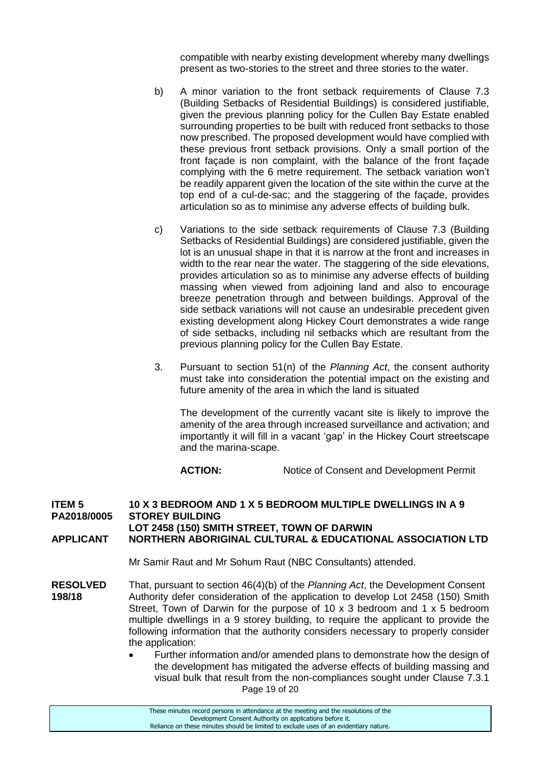compatible with nearby existing development whereby many dwellings present as two-stories to the street and three stories to the water.

b) A minor variation to the front setback requirements of Clause 7.3 (Building Setbacks of Residential Buildings) is considered justifiable, given the previous planning policy for the Cullen Bay Estate enabled surrounding properties to be built with reduced front setbacks to those now prescribed. The proposed development would have complied with these previous front setback provisions. Only a small portion of the front façade is non complaint, with the balance of the front façade complying with the 6 metre requirement. The setback variation won't be readily apparent given the location of the site within the curve at the top end of a cul-de-sac; and the staggering of the façade, provides articulation so as to minimise any adverse effects of building bulk.

c) Variations to the side setback requirements of Clause 7.3 (Building Setbacks of Residential Buildings) are considered justifiable, given the lot is an unusual shape in that it is narrow at the front and increases in width to the rear near the water. The staggering of the side elevations, provides articulation so as to minimise any adverse effects of building massing when viewed from adjoining land and also to encourage breeze penetration through and between buildings. Approval of the side setback variations will not cause an undesirable precedent given existing development along Hickey Court demonstrates a wide range of side setbacks, including nil setbacks which are resultant from the previous planning policy for the Cullen Bay Estate.

3. Pursuant to section 51(n) of the *Planning Act*, the consent authority must take into consideration the potential impact on the existing and future amenity of the area in which the land is situated

The development of the currently vacant site is likely to improve the amenity of the area through increased surveillance and activation; and importantly it will fill in a vacant 'gap' in the Hickey Court streetscape and the marina-scape.

**ACTION:** Notice of Consent and Development Permit

**ITEM 5** **10 X 3 BEDROOM AND 1 X 5 BEDROOM MULTIPLE DWELLINGS IN A 9**
**PA2018/0005** **STOREY BUILDING**
**LOT 2458 (150) SMITH STREET, TOWN OF DARWIN**
**APPLICANT** **NORTHERN ABORIGINAL CULTURAL & EDUCATIONAL ASSOCIATION LTD**

Mr Samir Raut and Mr Sohum Raut (NBC Consultants) attended.

**RESOLVED 198/18** That, pursuant to section 46(4)(b) of the *Planning Act*, the Development Consent Authority defer consideration of the application to develop Lot 2458 (150) Smith Street, Town of Darwin for the purpose of 10 x 3 bedroom and 1 x 5 bedroom multiple dwellings in a 9 storey building, to require the applicant to provide the following information that the authority considers necessary to properly consider the application:

- Further information and/or amended plans to demonstrate how the design of the development has mitigated the adverse effects of building massing and visual bulk that result from the non-compliances sought under Clause 7.3.1

These minutes record persons in attendance at the meeting and the resolutions of the Development Consent Authority on applications before it. Reliance on these minutes should be limited to exclude uses of an evidentiary nature.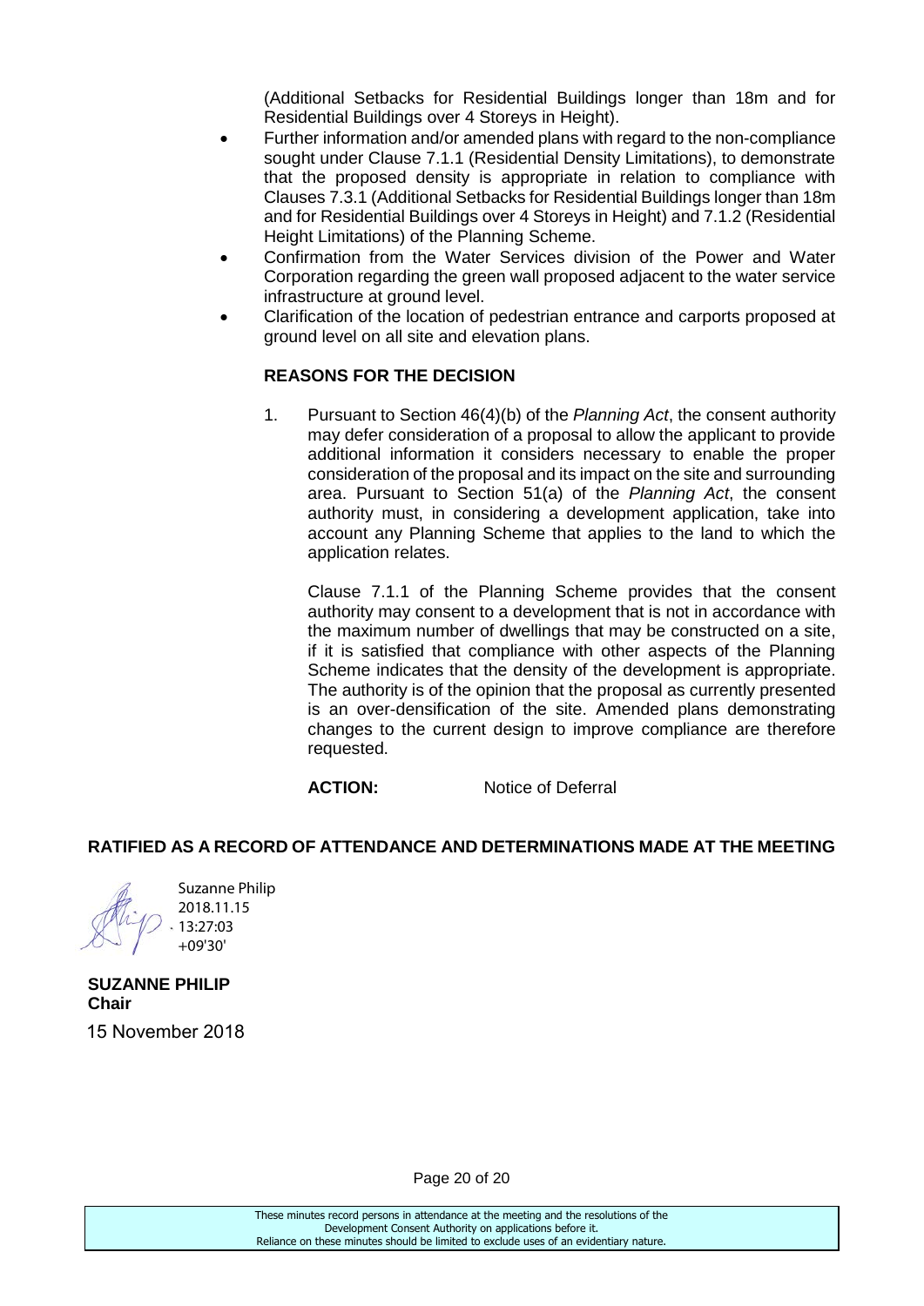(Additional Setbacks for Residential Buildings longer than 18m and for Residential Buildings over 4 Storeys in Height).

- Further information and/or amended plans with regard to the non-compliance sought under Clause 7.1.1 (Residential Density Limitations), to demonstrate that the proposed density is appropriate in relation to compliance with Clauses 7.3.1 (Additional Setbacks for Residential Buildings longer than 18m and for Residential Buildings over 4 Storeys in Height) and 7.1.2 (Residential Height Limitations) of the Planning Scheme.
- Confirmation from the Water Services division of the Power and Water Corporation regarding the green wall proposed adjacent to the water service infrastructure at ground level.
- Clarification of the location of pedestrian entrance and carports proposed at ground level on all site and elevation plans.

**REASONS FOR THE DECISION**

1. Pursuant to Section 46(4)(b) of the *Planning Act*, the consent authority may defer consideration of a proposal to allow the applicant to provide additional information it considers necessary to enable the proper consideration of the proposal and its impact on the site and surrounding area. Pursuant to Section 51(a) of the *Planning Act*, the consent authority must, in considering a development application, take into account any Planning Scheme that applies to the land to which the application relates.

   Clause 7.1.1 of the Planning Scheme provides that the consent authority may consent to a development that is not in accordance with the maximum number of dwellings that may be constructed on a site, if it is satisfied that compliance with other aspects of the Planning Scheme indicates that the density of the development is appropriate. The authority is of the opinion that the proposal as currently presented is an over-densification of the site. Amended plans demonstrating changes to the current design to improve compliance are therefore requested.

**ACTION:** Notice of Deferral

**RATIFIED AS A RECORD OF ATTENDANCE AND DETERMINATIONS MADE AT THE MEETING**

Suzanne Philip
2018.11.15
13:27:03
+09'30'

**SUZANNE PHILIP**
**Chair**

15 November 2018

These minutes record persons in attendance at the meeting and the resolutions of the Development Consent Authority on applications before it.
Reliance on these minutes should be limited to exclude uses of an evidentiary nature.